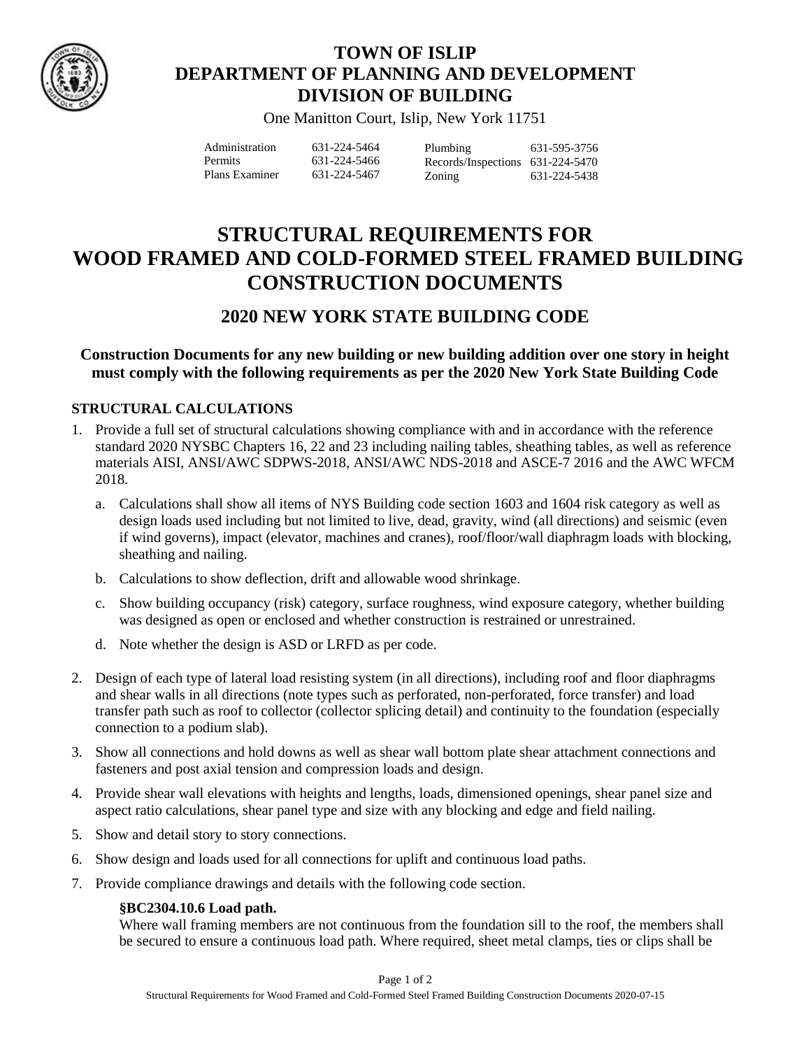# TOWN OF ISLIP
# DEPARTMENT OF PLANNING AND DEVELOPMENT
# DIVISION OF BUILDING

One Manitton Court, Islip, New York 11751

| | | | |
|---|---|---|---|
| Administration | 631-224-5464 | Plumbing | 631-595-3756 |
| Permits | 631-224-5466 | Records/Inspections | 631-224-5470 |
| Plans Examiner | 631-224-5467 | Zoning | 631-224-5438 |

# STRUCTURAL REQUIREMENTS FOR WOOD FRAMED AND COLD-FORMED STEEL FRAMED BUILDING CONSTRUCTION DOCUMENTS

## 2020 NEW YORK STATE BUILDING CODE

**Construction Documents for any new building or new building addition over one story in height must comply with the following requirements as per the 2020 New York State Building Code**

### STRUCTURAL CALCULATIONS

1. Provide a full set of structural calculations showing compliance with and in accordance with the reference standard 2020 NYSBC Chapters 16, 22 and 23 including nailing tables, sheathing tables, as well as reference materials AISI, ANSI/AWC SDPWS-2018, ANSI/AWC NDS-2018 and ASCE-7 2016 and the AWC WFCM 2018.
   a. Calculations shall show all items of NYS Building code section 1603 and 1604 risk category as well as design loads used including but not limited to live, dead, gravity, wind (all directions) and seismic (even if wind governs), impact (elevator, machines and cranes), roof/floor/wall diaphragm loads with blocking, sheathing and nailing.
   b. Calculations to show deflection, drift and allowable wood shrinkage.
   c. Show building occupancy (risk) category, surface roughness, wind exposure category, whether building was designed as open or enclosed and whether construction is restrained or unrestrained.
   d. Note whether the design is ASD or LRFD as per code.
2. Design of each type of lateral load resisting system (in all directions), including roof and floor diaphragms and shear walls in all directions (note types such as perforated, non-perforated, force transfer) and load transfer path such as roof to collector (collector splicing detail) and continuity to the foundation (especially connection to a podium slab).
3. Show all connections and hold downs as well as shear wall bottom plate shear attachment connections and fasteners and post axial tension and compression loads and design.
4. Provide shear wall elevations with heights and lengths, loads, dimensioned openings, shear panel size and aspect ratio calculations, shear panel type and size with any blocking and edge and field nailing.
5. Show and detail story to story connections.
6. Show design and loads used for all connections for uplift and continuous load paths.
7. Provide compliance drawings and details with the following code section.

   **§BC2304.10.6 Load path.**
   Where wall framing members are not continuous from the foundation sill to the roof, the members shall be secured to ensure a continuous load path. Where required, sheet metal clamps, ties or clips shall be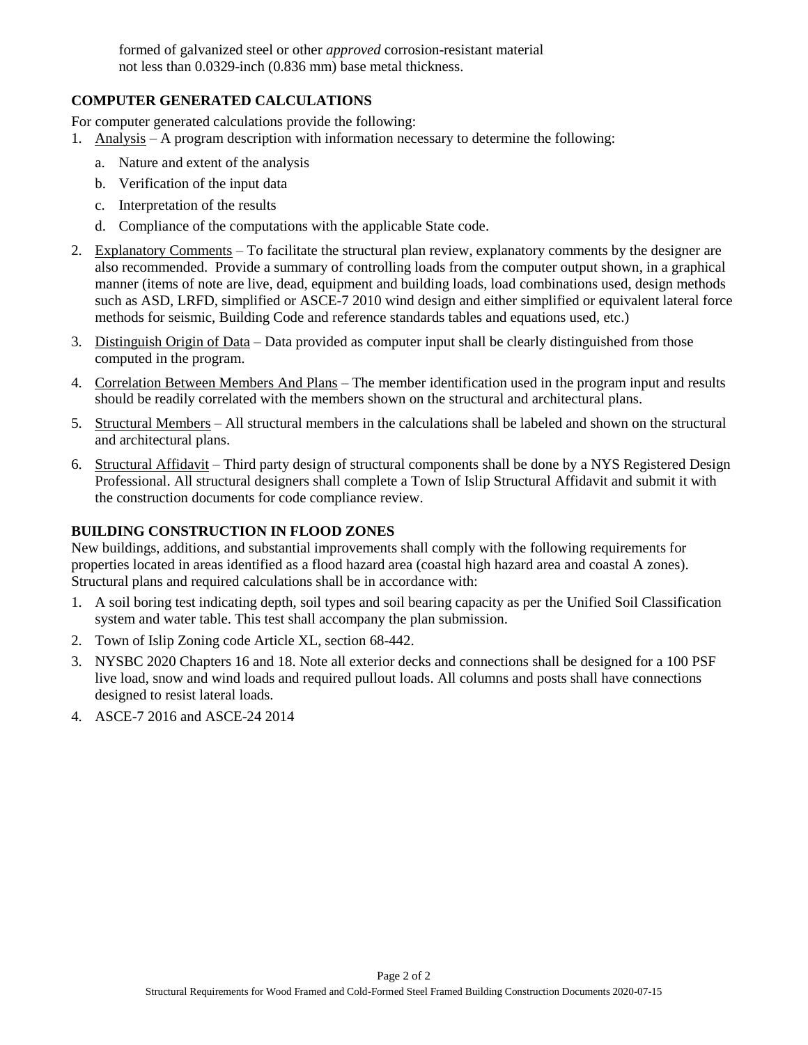formed of galvanized steel or other *approved* corrosion-resistant material not less than 0.0329-inch (0.836 mm) base metal thickness.

## COMPUTER GENERATED CALCULATIONS

For computer generated calculations provide the following:

1. Analysis – A program description with information necessary to determine the following:
   a. Nature and extent of the analysis
   b. Verification of the input data
   c. Interpretation of the results
   d. Compliance of the computations with the applicable State code.
2. Explanatory Comments – To facilitate the structural plan review, explanatory comments by the designer are also recommended. Provide a summary of controlling loads from the computer output shown, in a graphical manner (items of note are live, dead, equipment and building loads, load combinations used, design methods such as ASD, LRFD, simplified or ASCE-7 2010 wind design and either simplified or equivalent lateral force methods for seismic, Building Code and reference standards tables and equations used, etc.)
3. Distinguish Origin of Data – Data provided as computer input shall be clearly distinguished from those computed in the program.
4. Correlation Between Members And Plans – The member identification used in the program input and results should be readily correlated with the members shown on the structural and architectural plans.
5. Structural Members – All structural members in the calculations shall be labeled and shown on the structural and architectural plans.
6. Structural Affidavit – Third party design of structural components shall be done by a NYS Registered Design Professional. All structural designers shall complete a Town of Islip Structural Affidavit and submit it with the construction documents for code compliance review.

## BUILDING CONSTRUCTION IN FLOOD ZONES

New buildings, additions, and substantial improvements shall comply with the following requirements for properties located in areas identified as a flood hazard area (coastal high hazard area and coastal A zones). Structural plans and required calculations shall be in accordance with:

1. A soil boring test indicating depth, soil types and soil bearing capacity as per the Unified Soil Classification system and water table. This test shall accompany the plan submission.
2. Town of Islip Zoning code Article XL, section 68-442.
3. NYSBC 2020 Chapters 16 and 18. Note all exterior decks and connections shall be designed for a 100 PSF live load, snow and wind loads and required pullout loads. All columns and posts shall have connections designed to resist lateral loads.
4. ASCE-7 2016 and ASCE-24 2014